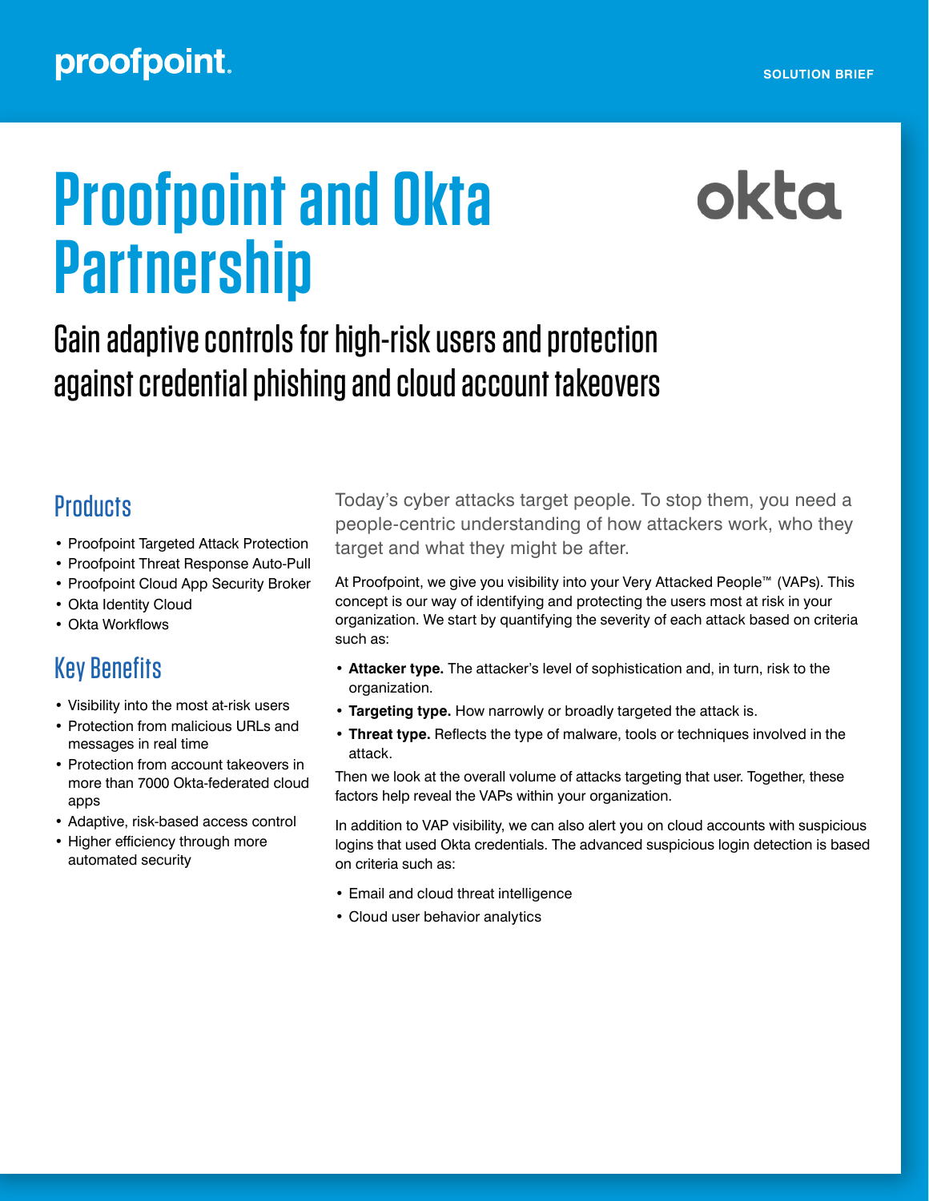# Proofpoint and Okta Partnership

## Gain adaptive controls for high-risk users and protection against credential phishing and cloud account takeovers

### Products

- Proofpoint Targeted Attack Protection
- Proofpoint Threat Response Auto-Pull
- Proofpoint Cloud App Security Broker
- Okta Identity Cloud
- Okta Workflows

### Key Benefits

- Visibility into the most at-risk users
- Protection from malicious URLs and messages in real time
- Protection from account takeovers in more than 7000 Okta-federated cloud apps
- Adaptive, risk-based access control
- Higher efficiency through more automated security

Today's cyber attacks target people. To stop them, you need a people-centric understanding of how attackers work, who they target and what they might be after.

At Proofpoint, we give you visibility into your Very Attacked People™ (VAPs). This concept is our way of identifying and protecting the users most at risk in your organization. We start by quantifying the severity of each attack based on criteria such as:

- **Attacker type.** The attacker's level of sophistication and, in turn, risk to the organization.
- **Targeting type.** How narrowly or broadly targeted the attack is.
- **Threat type.** Reflects the type of malware, tools or techniques involved in the attack.

Then we look at the overall volume of attacks targeting that user. Together, these factors help reveal the VAPs within your organization.

In addition to VAP visibility, we can also alert you on cloud accounts with suspicious logins that used Okta credentials. The advanced suspicious login detection is based on criteria such as:

- Email and cloud threat intelligence
- Cloud user behavior analytics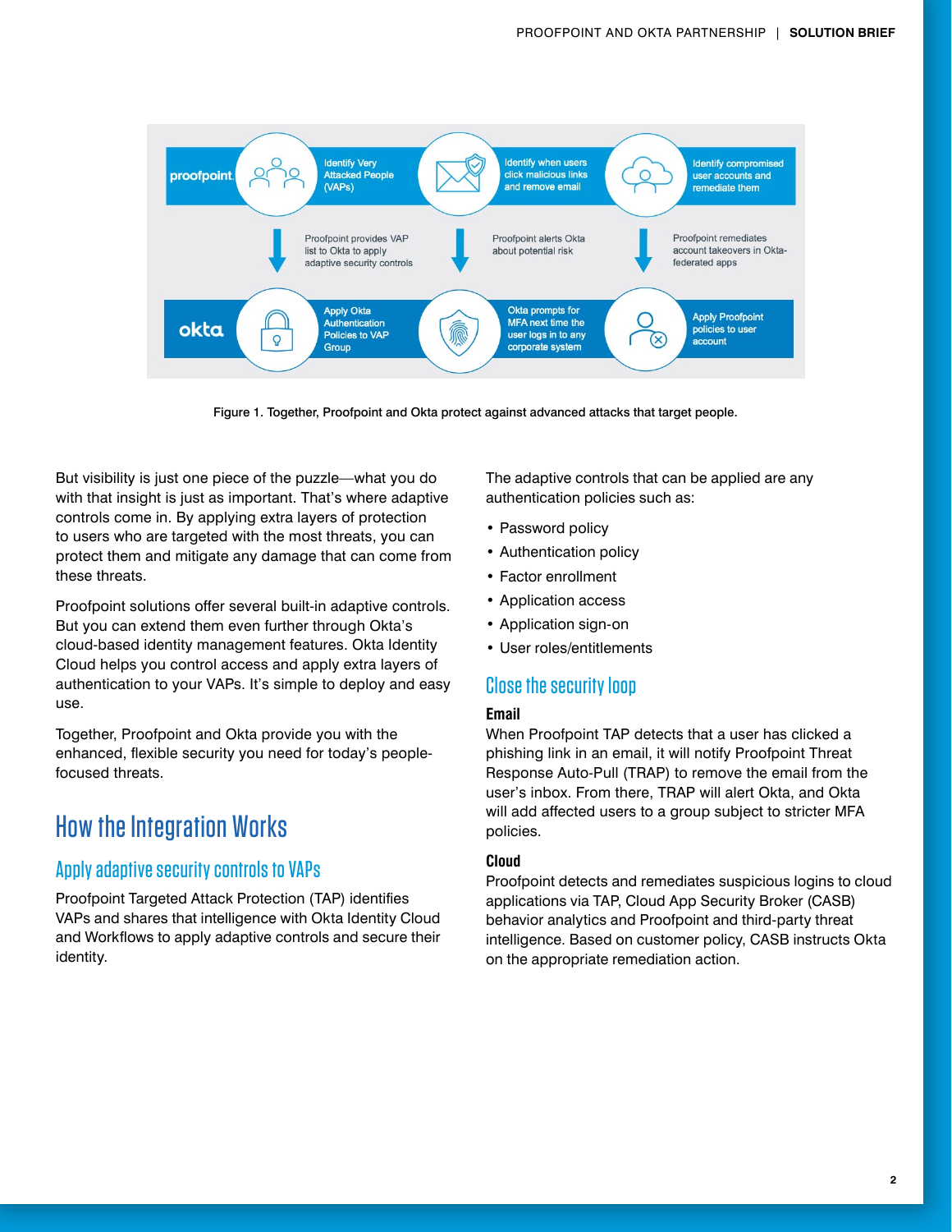Figure 1. Together, Proofpoint and Okta protect against advanced attacks that target people.

But visibility is just one piece of the puzzle—what you do with that insight is just as important. That's where adaptive controls come in. By applying extra layers of protection to users who are targeted with the most threats, you can protect them and mitigate any damage that can come from these threats.

Proofpoint solutions offer several built-in adaptive controls. But you can extend them even further through Okta's cloud-based identity management features. Okta Identity Cloud helps you control access and apply extra layers of authentication to your VAPs. It's simple to deploy and easy use.

Together, Proofpoint and Okta provide you with the enhanced, flexible security you need for today's people-focused threats.

# How the Integration Works

## Apply adaptive security controls to VAPs

Proofpoint Targeted Attack Protection (TAP) identifies VAPs and shares that intelligence with Okta Identity Cloud and Workflows to apply adaptive controls and secure their identity.

The adaptive controls that can be applied are any authentication policies such as:

- Password policy
- Authentication policy
- Factor enrollment
- Application access
- Application sign-on
- User roles/entitlements

## Close the security loop

**Email**

When Proofpoint TAP detects that a user has clicked a phishing link in an email, it will notify Proofpoint Threat Response Auto-Pull (TRAP) to remove the email from the user's inbox. From there, TRAP will alert Okta, and Okta will add affected users to a group subject to stricter MFA policies.

**Cloud**

Proofpoint detects and remediates suspicious logins to cloud applications via TAP, Cloud App Security Broker (CASB) behavior analytics and Proofpoint and third-party threat intelligence. Based on customer policy, CASB instructs Okta on the appropriate remediation action.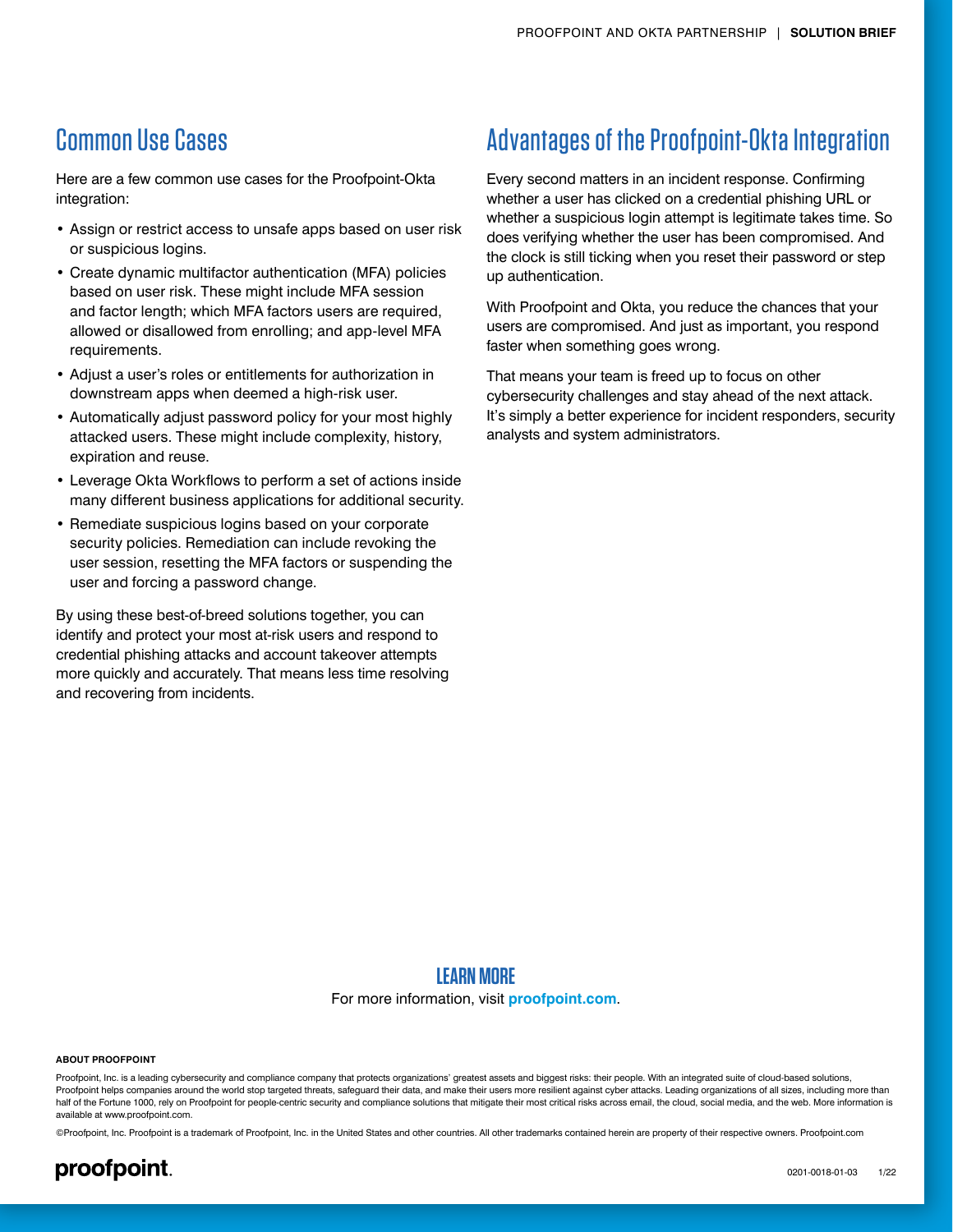## Common Use Cases

Here are a few common use cases for the Proofpoint-Okta integration:

- Assign or restrict access to unsafe apps based on user risk or suspicious logins.
- Create dynamic multifactor authentication (MFA) policies based on user risk. These might include MFA session and factor length; which MFA factors users are required, allowed or disallowed from enrolling; and app-level MFA requirements.
- Adjust a user's roles or entitlements for authorization in downstream apps when deemed a high-risk user.
- Automatically adjust password policy for your most highly attacked users. These might include complexity, history, expiration and reuse.
- Leverage Okta Workflows to perform a set of actions inside many different business applications for additional security.
- Remediate suspicious logins based on your corporate security policies. Remediation can include revoking the user session, resetting the MFA factors or suspending the user and forcing a password change.

By using these best-of-breed solutions together, you can identify and protect your most at-risk users and respond to credential phishing attacks and account takeover attempts more quickly and accurately. That means less time resolving and recovering from incidents.

## Advantages of the Proofpoint-Okta Integration

Every second matters in an incident response. Confirming whether a user has clicked on a credential phishing URL or whether a suspicious login attempt is legitimate takes time. So does verifying whether the user has been compromised. And the clock is still ticking when you reset their password or step up authentication.

With Proofpoint and Okta, you reduce the chances that your users are compromised. And just as important, you respond faster when something goes wrong.

That means your team is freed up to focus on other cybersecurity challenges and stay ahead of the next attack. It's simply a better experience for incident responders, security analysts and system administrators.

### LEARN MORE

For more information, visit **proofpoint.com**.

**ABOUT PROOFPOINT**

Proofpoint, Inc. is a leading cybersecurity and compliance company that protects organizations' greatest assets and biggest risks: their people. With an integrated suite of cloud-based solutions, Proofpoint helps companies around the world stop targeted threats, safeguard their data, and make their users more resilient against cyber attacks. Leading organizations of all sizes, including more than half of the Fortune 1000, rely on Proofpoint for people-centric security and compliance solutions that mitigate their most critical risks across email, the cloud, social media, and the web. More information is available at www.proofpoint.com.

©Proofpoint, Inc. Proofpoint is a trademark of Proofpoint, Inc. in the United States and other countries. All other trademarks contained herein are property of their respective owners. Proofpoint.com

proofpoint.

0201-0018-01-03 1/22